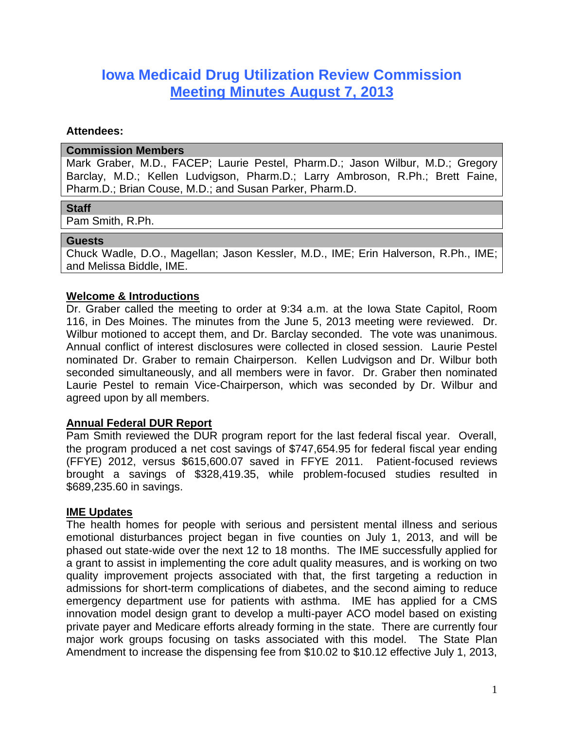# Iowa Medicaid Drug Utilization Review Commission

## Meeting Minutes August 7, 2013

**Attendees:**

**Commission Members**

Mark Graber, M.D., FACEP; Laurie Pestel, Pharm.D.; Jason Wilbur, M.D.; Gregory Barclay, M.D.; Kellen Ludvigson, Pharm.D.; Larry Ambroson, R.Ph.; Brett Faine, Pharm.D.; Brian Couse, M.D.; and Susan Parker, Pharm.D.

**Staff**

Pam Smith, R.Ph.

**Guests**

Chuck Wadle, D.O., Magellan; Jason Kessler, M.D., IME; Erin Halverson, R.Ph., IME; and Melissa Biddle, IME.

### Welcome & Introductions

Dr. Graber called the meeting to order at 9:34 a.m. at the Iowa State Capitol, Room 116, in Des Moines. The minutes from the June 5, 2013 meeting were reviewed. Dr. Wilbur motioned to accept them, and Dr. Barclay seconded. The vote was unanimous. Annual conflict of interest disclosures were collected in closed session. Laurie Pestel nominated Dr. Graber to remain Chairperson. Kellen Ludvigson and Dr. Wilbur both seconded simultaneously, and all members were in favor. Dr. Graber then nominated Laurie Pestel to remain Vice-Chairperson, which was seconded by Dr. Wilbur and agreed upon by all members.

### Annual Federal DUR Report

Pam Smith reviewed the DUR program report for the last federal fiscal year. Overall, the program produced a net cost savings of $747,654.95 for federal fiscal year ending (FFYE) 2012, versus $615,600.07 saved in FFYE 2011. Patient-focused reviews brought a savings of $328,419.35, while problem-focused studies resulted in $689,235.60 in savings.

### IME Updates

The health homes for people with serious and persistent mental illness and serious emotional disturbances project began in five counties on July 1, 2013, and will be phased out state-wide over the next 12 to 18 months. The IME successfully applied for a grant to assist in implementing the core adult quality measures, and is working on two quality improvement projects associated with that, the first targeting a reduction in admissions for short-term complications of diabetes, and the second aiming to reduce emergency department use for patients with asthma. IME has applied for a CMS innovation model design grant to develop a multi-payer ACO model based on existing private payer and Medicare efforts already forming in the state. There are currently four major work groups focusing on tasks associated with this model. The State Plan Amendment to increase the dispensing fee from $10.02 to $10.12 effective July 1, 2013,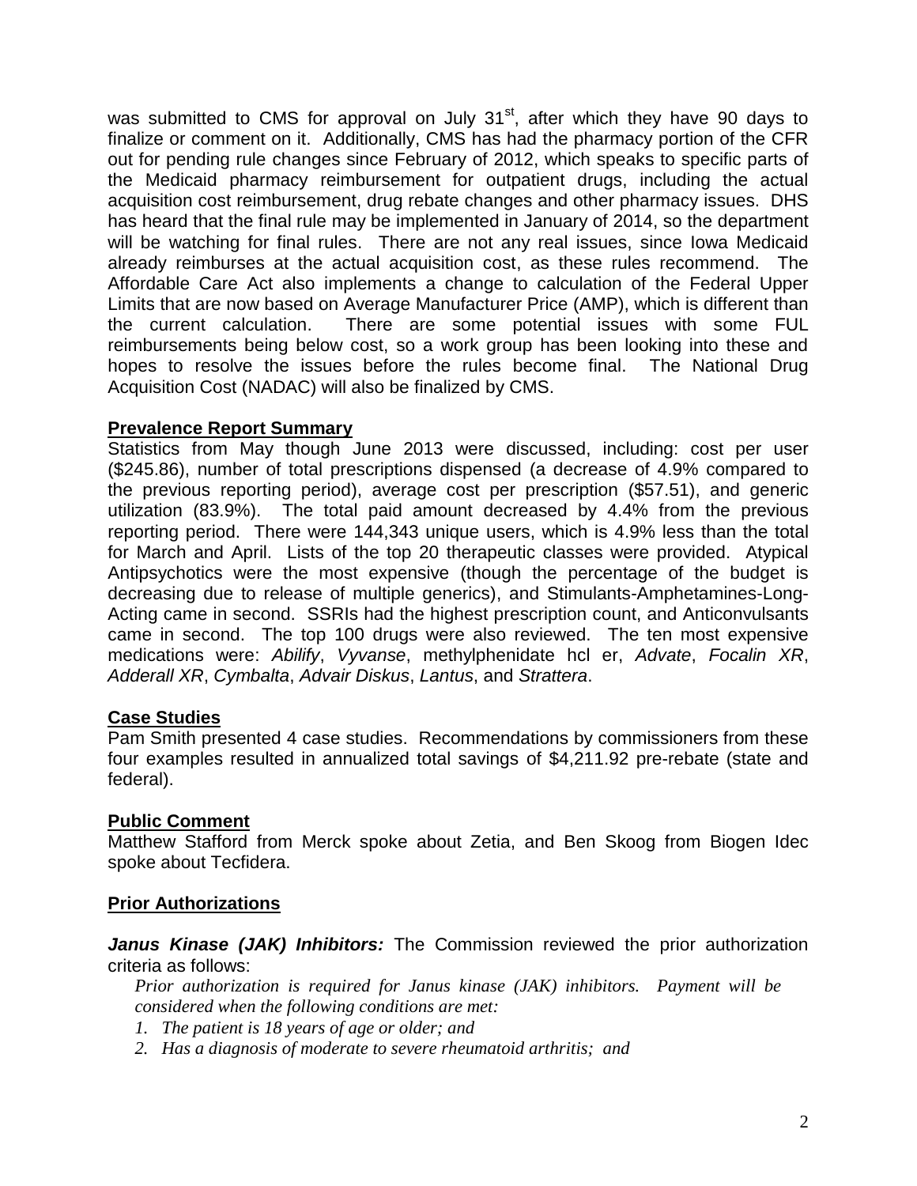was submitted to CMS for approval on July 31st, after which they have 90 days to finalize or comment on it. Additionally, CMS has had the pharmacy portion of the CFR out for pending rule changes since February of 2012, which speaks to specific parts of the Medicaid pharmacy reimbursement for outpatient drugs, including the actual acquisition cost reimbursement, drug rebate changes and other pharmacy issues. DHS has heard that the final rule may be implemented in January of 2014, so the department will be watching for final rules. There are not any real issues, since Iowa Medicaid already reimburses at the actual acquisition cost, as these rules recommend. The Affordable Care Act also implements a change to calculation of the Federal Upper Limits that are now based on Average Manufacturer Price (AMP), which is different than the current calculation. There are some potential issues with some FUL reimbursements being below cost, so a work group has been looking into these and hopes to resolve the issues before the rules become final. The National Drug Acquisition Cost (NADAC) will also be finalized by CMS.

**Prevalence Report Summary**

Statistics from May though June 2013 were discussed, including: cost per user ($245.86), number of total prescriptions dispensed (a decrease of 4.9% compared to the previous reporting period), average cost per prescription ($57.51), and generic utilization (83.9%). The total paid amount decreased by 4.4% from the previous reporting period. There were 144,343 unique users, which is 4.9% less than the total for March and April. Lists of the top 20 therapeutic classes were provided. Atypical Antipsychotics were the most expensive (though the percentage of the budget is decreasing due to release of multiple generics), and Stimulants-Amphetamines-Long-Acting came in second. SSRIs had the highest prescription count, and Anticonvulsants came in second. The top 100 drugs were also reviewed. The ten most expensive medications were: *Abilify*, *Vyvanse*, methylphenidate hcl er, *Advate*, *Focalin XR*, *Adderall XR*, *Cymbalta*, *Advair Diskus*, *Lantus*, and *Strattera*.

**Case Studies**

Pam Smith presented 4 case studies. Recommendations by commissioners from these four examples resulted in annualized total savings of $4,211.92 pre-rebate (state and federal).

**Public Comment**

Matthew Stafford from Merck spoke about Zetia, and Ben Skoog from Biogen Idec spoke about Tecfidera.

**Prior Authorizations**

***Janus Kinase (JAK) Inhibitors:*** The Commission reviewed the prior authorization criteria as follows:

*Prior authorization is required for Janus kinase (JAK) inhibitors. Payment will be considered when the following conditions are met:*

1. *The patient is 18 years of age or older; and*
2. *Has a diagnosis of moderate to severe rheumatoid arthritis; and*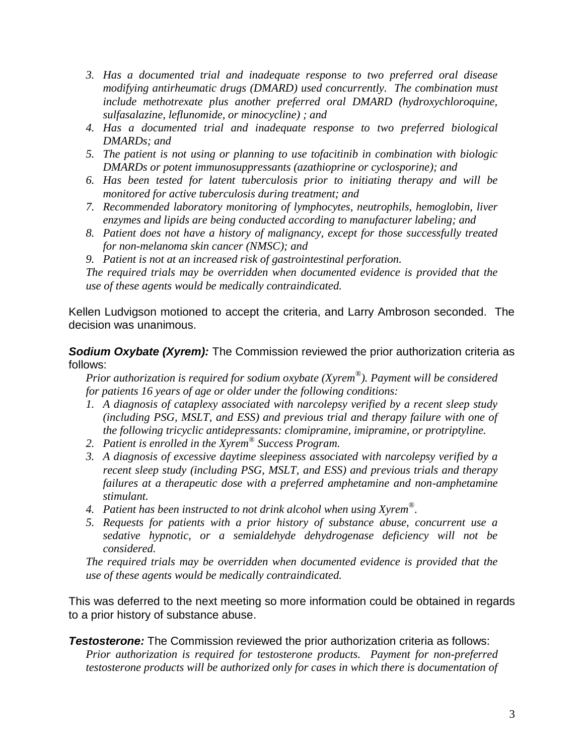3. *Has a documented trial and inadequate response to two preferred oral disease modifying antirheumatic drugs (DMARD) used concurrently. The combination must include methotrexate plus another preferred oral DMARD (hydroxychloroquine, sulfasalazine, leflunomide, or minocycline) ; and*
4. *Has a documented trial and inadequate response to two preferred biological DMARDs; and*
5. *The patient is not using or planning to use tofacitinib in combination with biologic DMARDs or potent immunosuppressants (azathioprine or cyclosporine); and*
6. *Has been tested for latent tuberculosis prior to initiating therapy and will be monitored for active tuberculosis during treatment; and*
7. *Recommended laboratory monitoring of lymphocytes, neutrophils, hemoglobin, liver enzymes and lipids are being conducted according to manufacturer labeling; and*
8. *Patient does not have a history of malignancy, except for those successfully treated for non-melanoma skin cancer (NMSC); and*
9. *Patient is not at an increased risk of gastrointestinal perforation.*

*The required trials may be overridden when documented evidence is provided that the use of these agents would be medically contraindicated.*

Kellen Ludvigson motioned to accept the criteria, and Larry Ambroson seconded. The decision was unanimous.

***Sodium Oxybate (Xyrem):*** The Commission reviewed the prior authorization criteria as follows:

*Prior authorization is required for sodium oxybate (Xyrem®). Payment will be considered for patients 16 years of age or older under the following conditions:*

1. *A diagnosis of cataplexy associated with narcolepsy verified by a recent sleep study (including PSG, MSLT, and ESS) and previous trial and therapy failure with one of the following tricyclic antidepressants: clomipramine, imipramine, or protriptyline.*
2. *Patient is enrolled in the Xyrem® Success Program.*
3. *A diagnosis of excessive daytime sleepiness associated with narcolepsy verified by a recent sleep study (including PSG, MSLT, and ESS) and previous trials and therapy failures at a therapeutic dose with a preferred amphetamine and non-amphetamine stimulant.*
4. *Patient has been instructed to not drink alcohol when using Xyrem®.*
5. *Requests for patients with a prior history of substance abuse, concurrent use a sedative hypnotic, or a semialdehyde dehydrogenase deficiency will not be considered.*

*The required trials may be overridden when documented evidence is provided that the use of these agents would be medically contraindicated.*

This was deferred to the next meeting so more information could be obtained in regards to a prior history of substance abuse.

***Testosterone:*** The Commission reviewed the prior authorization criteria as follows:

*Prior authorization is required for testosterone products. Payment for non-preferred testosterone products will be authorized only for cases in which there is documentation of*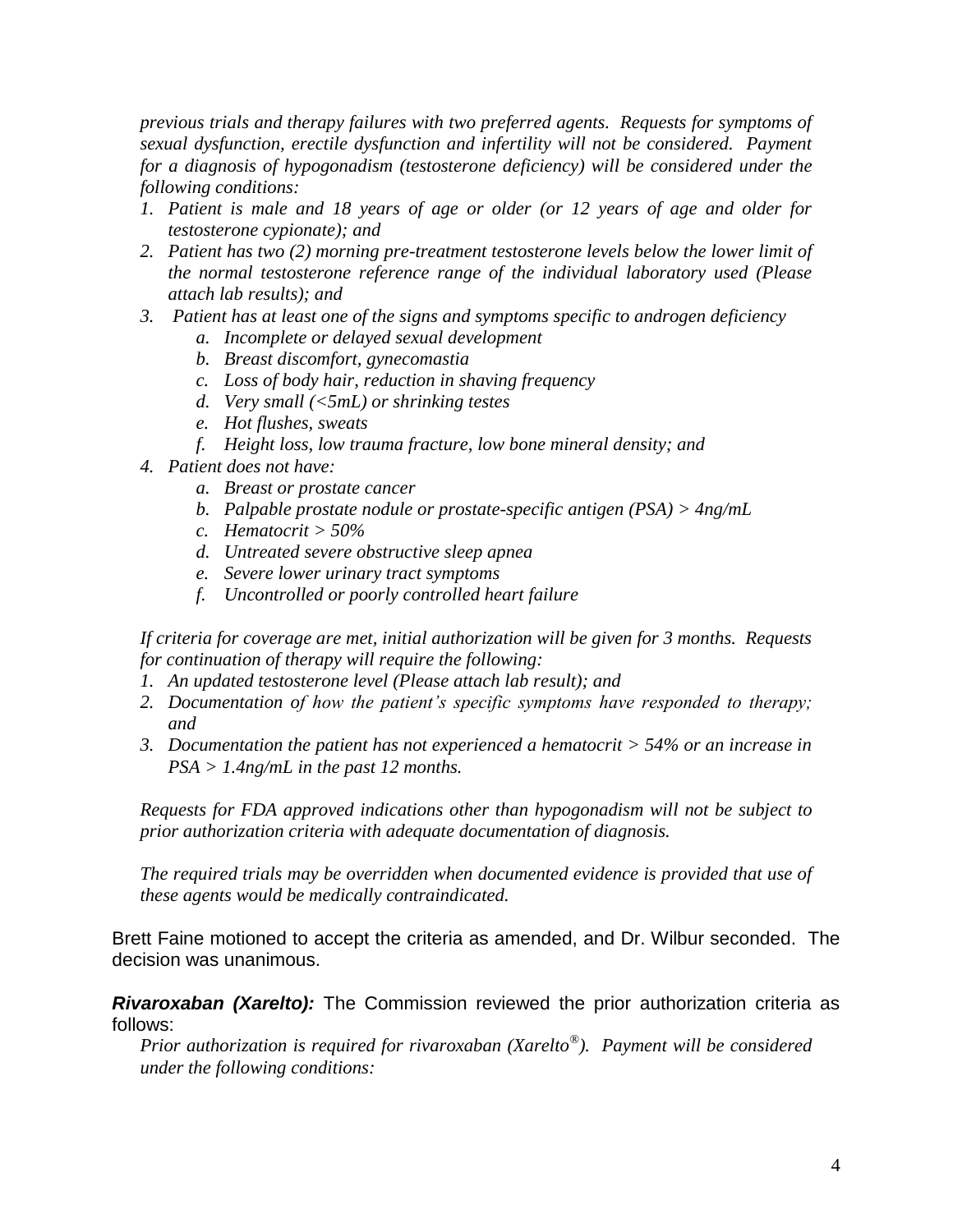*previous trials and therapy failures with two preferred agents. Requests for symptoms of sexual dysfunction, erectile dysfunction and infertility will not be considered. Payment for a diagnosis of hypogonadism (testosterone deficiency) will be considered under the following conditions:*

1. *Patient is male and 18 years of age or older (or 12 years of age and older for testosterone cypionate); and*
2. *Patient has two (2) morning pre-treatment testosterone levels below the lower limit of the normal testosterone reference range of the individual laboratory used (Please attach lab results); and*
3. *Patient has at least one of the signs and symptoms specific to androgen deficiency*
   - a. *Incomplete or delayed sexual development*
   - b. *Breast discomfort, gynecomastia*
   - c. *Loss of body hair, reduction in shaving frequency*
   - d. *Very small (<5mL) or shrinking testes*
   - e. *Hot flushes, sweats*
   - f. *Height loss, low trauma fracture, low bone mineral density; and*
4. *Patient does not have:*
   - a. *Breast or prostate cancer*
   - b. *Palpable prostate nodule or prostate-specific antigen (PSA) > 4ng/mL*
   - c. *Hematocrit > 50%*
   - d. *Untreated severe obstructive sleep apnea*
   - e. *Severe lower urinary tract symptoms*
   - f. *Uncontrolled or poorly controlled heart failure*

*If criteria for coverage are met, initial authorization will be given for 3 months. Requests for continuation of therapy will require the following:*

1. *An updated testosterone level (Please attach lab result); and*
2. *Documentation of how the patient's specific symptoms have responded to therapy; and*
3. *Documentation the patient has not experienced a hematocrit > 54% or an increase in PSA > 1.4ng/mL in the past 12 months.*

*Requests for FDA approved indications other than hypogonadism will not be subject to prior authorization criteria with adequate documentation of diagnosis.*

*The required trials may be overridden when documented evidence is provided that use of these agents would be medically contraindicated.*

Brett Faine motioned to accept the criteria as amended, and Dr. Wilbur seconded. The decision was unanimous.

***Rivaroxaban (Xarelto):*** The Commission reviewed the prior authorization criteria as follows:

*Prior authorization is required for rivaroxaban (Xarelto®). Payment will be considered under the following conditions:*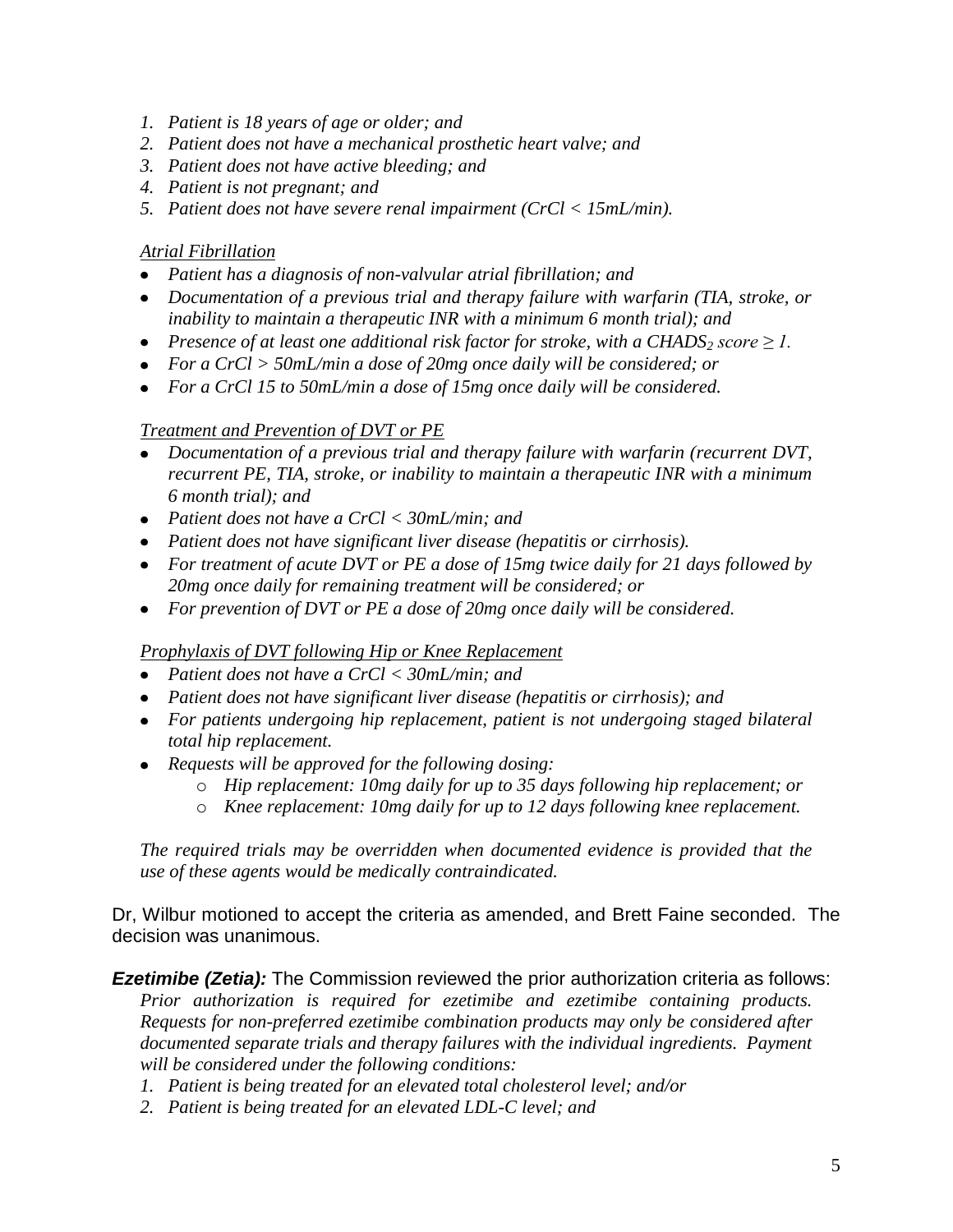*1. Patient is 18 years of age or older; and*
*2. Patient does not have a mechanical prosthetic heart valve; and*
*3. Patient does not have active bleeding; and*
*4. Patient is not pregnant; and*
*5. Patient does not have severe renal impairment (CrCl < 15mL/min).*

*Atrial Fibrillation*

- *Patient has a diagnosis of non-valvular atrial fibrillation; and*
- *Documentation of a previous trial and therapy failure with warfarin (TIA, stroke, or inability to maintain a therapeutic INR with a minimum 6 month trial); and*
- *Presence of at least one additional risk factor for stroke, with a $CHADS_2$ score $\geq 1$.*
- *For a CrCl > 50mL/min a dose of 20mg once daily will be considered; or*
- *For a CrCl 15 to 50mL/min a dose of 15mg once daily will be considered.*

*Treatment and Prevention of DVT or PE*

- *Documentation of a previous trial and therapy failure with warfarin (recurrent DVT, recurrent PE, TIA, stroke, or inability to maintain a therapeutic INR with a minimum 6 month trial); and*
- *Patient does not have a CrCl < 30mL/min; and*
- *Patient does not have significant liver disease (hepatitis or cirrhosis).*
- *For treatment of acute DVT or PE a dose of 15mg twice daily for 21 days followed by 20mg once daily for remaining treatment will be considered; or*
- *For prevention of DVT or PE a dose of 20mg once daily will be considered.*

*Prophylaxis of DVT following Hip or Knee Replacement*

- *Patient does not have a CrCl < 30mL/min; and*
- *Patient does not have significant liver disease (hepatitis or cirrhosis); and*
- *For patients undergoing hip replacement, patient is not undergoing staged bilateral total hip replacement.*
- *Requests will be approved for the following dosing:*
  - *Hip replacement: 10mg daily for up to 35 days following hip replacement; or*
  - *Knee replacement: 10mg daily for up to 12 days following knee replacement.*

*The required trials may be overridden when documented evidence is provided that the use of these agents would be medically contraindicated.*

Dr, Wilbur motioned to accept the criteria as amended, and Brett Faine seconded. The decision was unanimous.

***Ezetimibe (Zetia):*** The Commission reviewed the prior authorization criteria as follows:
*Prior authorization is required for ezetimibe and ezetimibe containing products. Requests for non-preferred ezetimibe combination products may only be considered after documented separate trials and therapy failures with the individual ingredients. Payment will be considered under the following conditions:*

*1. Patient is being treated for an elevated total cholesterol level; and/or*
*2. Patient is being treated for an elevated LDL-C level; and*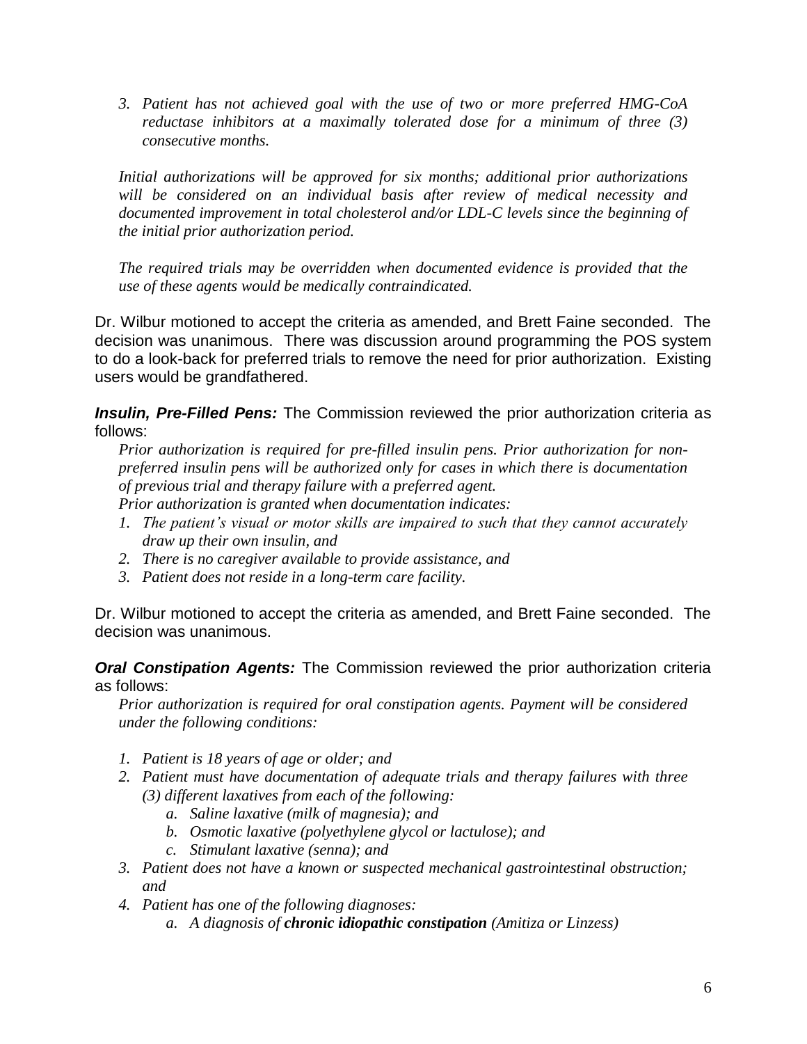3. *Patient has not achieved goal with the use of two or more preferred HMG-CoA reductase inhibitors at a maximally tolerated dose for a minimum of three (3) consecutive months.*

*Initial authorizations will be approved for six months; additional prior authorizations will be considered on an individual basis after review of medical necessity and documented improvement in total cholesterol and/or LDL-C levels since the beginning of the initial prior authorization period.*

*The required trials may be overridden when documented evidence is provided that the use of these agents would be medically contraindicated.*

Dr. Wilbur motioned to accept the criteria as amended, and Brett Faine seconded. The decision was unanimous. There was discussion around programming the POS system to do a look-back for preferred trials to remove the need for prior authorization. Existing users would be grandfathered.

***Insulin, Pre-Filled Pens:*** The Commission reviewed the prior authorization criteria as follows:

*Prior authorization is required for pre-filled insulin pens. Prior authorization for non-preferred insulin pens will be authorized only for cases in which there is documentation of previous trial and therapy failure with a preferred agent.*

*Prior authorization is granted when documentation indicates:*

1. *The patient's visual or motor skills are impaired to such that they cannot accurately draw up their own insulin, and*
2. *There is no caregiver available to provide assistance, and*
3. *Patient does not reside in a long-term care facility.*

Dr. Wilbur motioned to accept the criteria as amended, and Brett Faine seconded. The decision was unanimous.

***Oral Constipation Agents:*** The Commission reviewed the prior authorization criteria as follows:

*Prior authorization is required for oral constipation agents. Payment will be considered under the following conditions:*

1. *Patient is 18 years of age or older; and*
2. *Patient must have documentation of adequate trials and therapy failures with three (3) different laxatives from each of the following:*
   a. *Saline laxative (milk of magnesia); and*
   b. *Osmotic laxative (polyethylene glycol or lactulose); and*
   c. *Stimulant laxative (senna); and*
3. *Patient does not have a known or suspected mechanical gastrointestinal obstruction; and*
4. *Patient has one of the following diagnoses:*
   a. *A diagnosis of **chronic idiopathic constipation** (Amitiza or Linzess)*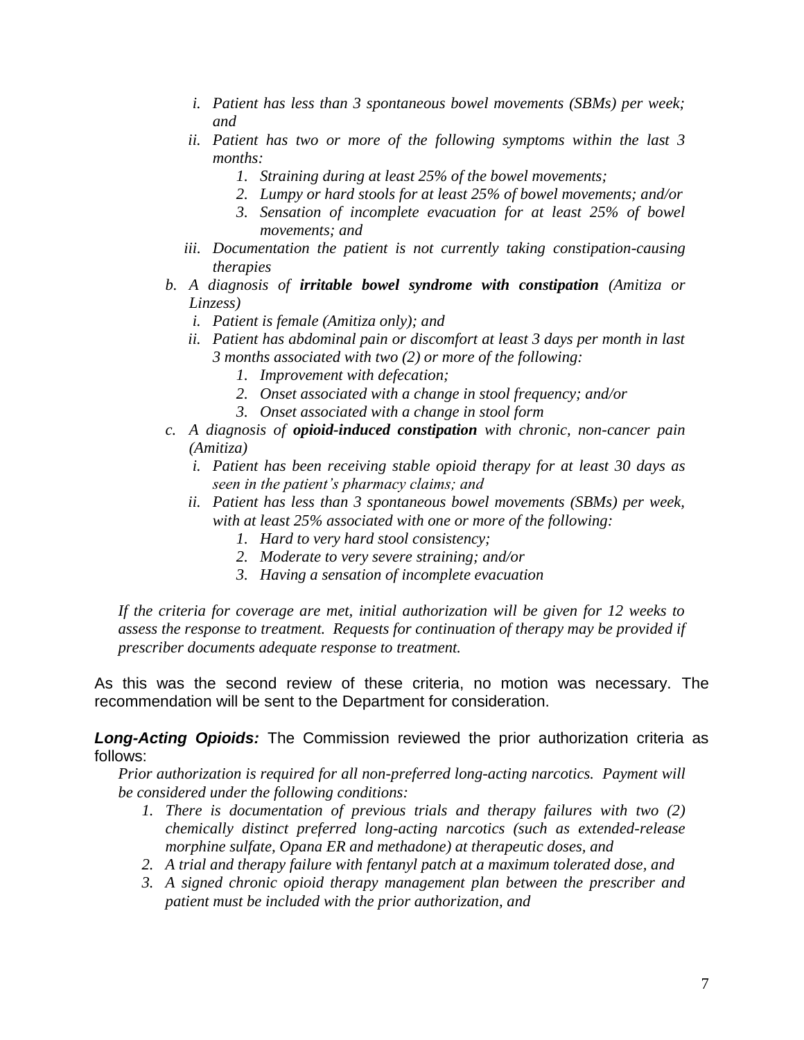i. *Patient has less than 3 spontaneous bowel movements (SBMs) per week; and*
   ii. *Patient has two or more of the following symptoms within the last 3 months:*
      1. *Straining during at least 25% of the bowel movements;*
      2. *Lumpy or hard stools for at least 25% of bowel movements; and/or*
      3. *Sensation of incomplete evacuation for at least 25% of bowel movements; and*
   iii. *Documentation the patient is not currently taking constipation-causing therapies*

b. *A diagnosis of **irritable bowel syndrome with constipation** (Amitiza or Linzess)*
   i. *Patient is female (Amitiza only); and*
   ii. *Patient has abdominal pain or discomfort at least 3 days per month in last 3 months associated with two (2) or more of the following:*
      1. *Improvement with defecation;*
      2. *Onset associated with a change in stool frequency; and/or*
      3. *Onset associated with a change in stool form*

c. *A diagnosis of **opioid-induced constipation** with chronic, non-cancer pain (Amitiza)*
   i. *Patient has been receiving stable opioid therapy for at least 30 days as seen in the patient's pharmacy claims; and*
   ii. *Patient has less than 3 spontaneous bowel movements (SBMs) per week, with at least 25% associated with one or more of the following:*
      1. *Hard to very hard stool consistency;*
      2. *Moderate to very severe straining; and/or*
      3. *Having a sensation of incomplete evacuation*

*If the criteria for coverage are met, initial authorization will be given for 12 weeks to assess the response to treatment. Requests for continuation of therapy may be provided if prescriber documents adequate response to treatment.*

As this was the second review of these criteria, no motion was necessary. The recommendation will be sent to the Department for consideration.

***Long-Acting Opioids:*** The Commission reviewed the prior authorization criteria as follows:

*Prior authorization is required for all non-preferred long-acting narcotics. Payment will be considered under the following conditions:*

1. *There is documentation of previous trials and therapy failures with two (2) chemically distinct preferred long-acting narcotics (such as extended-release morphine sulfate, Opana ER and methadone) at therapeutic doses, and*
2. *A trial and therapy failure with fentanyl patch at a maximum tolerated dose, and*
3. *A signed chronic opioid therapy management plan between the prescriber and patient must be included with the prior authorization, and*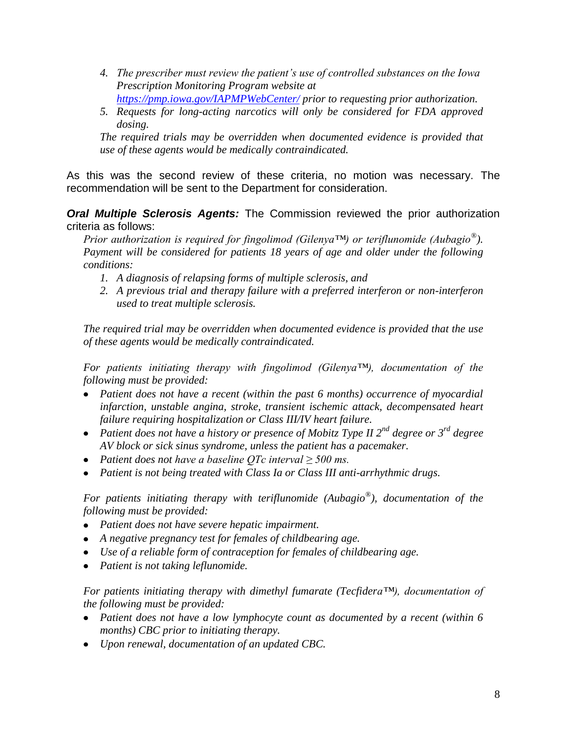4. *The prescriber must review the patient's use of controlled substances on the Iowa Prescription Monitoring Program website at [https://pmp.iowa.gov/IAPMPWebCenter/](https://pmp.iowa.gov/IAPMPWebCenter/) prior to requesting prior authorization.*
5. *Requests for long-acting narcotics will only be considered for FDA approved dosing.*

*The required trials may be overridden when documented evidence is provided that use of these agents would be medically contraindicated.*

As this was the second review of these criteria, no motion was necessary. The recommendation will be sent to the Department for consideration.

***Oral Multiple Sclerosis Agents:*** The Commission reviewed the prior authorization criteria as follows:

*Prior authorization is required for fingolimod (Gilenya™) or teriflunomide (Aubagio®). Payment will be considered for patients 18 years of age and older under the following conditions:*

1. *A diagnosis of relapsing forms of multiple sclerosis, and*
2. *A previous trial and therapy failure with a preferred interferon or non-interferon used to treat multiple sclerosis.*

*The required trial may be overridden when documented evidence is provided that the use of these agents would be medically contraindicated.*

*For patients initiating therapy with fingolimod (Gilenya™), documentation of the following must be provided:*

- *Patient does not have a recent (within the past 6 months) occurrence of myocardial infarction, unstable angina, stroke, transient ischemic attack, decompensated heart failure requiring hospitalization or Class III/IV heart failure.*
- *Patient does not have a history or presence of Mobitz Type II 2nd degree or 3rd degree AV block or sick sinus syndrome, unless the patient has a pacemaker.*
- *Patient does not have a baseline QTc interval ≥ 500 ms.*
- *Patient is not being treated with Class Ia or Class III anti-arrhythmic drugs.*

*For patients initiating therapy with teriflunomide (Aubagio®), documentation of the following must be provided:*

- *Patient does not have severe hepatic impairment.*
- *A negative pregnancy test for females of childbearing age.*
- *Use of a reliable form of contraception for females of childbearing age.*
- *Patient is not taking leflunomide.*

*For patients initiating therapy with dimethyl fumarate (Tecfidera™), documentation of the following must be provided:*

- *Patient does not have a low lymphocyte count as documented by a recent (within 6 months) CBC prior to initiating therapy.*
- *Upon renewal, documentation of an updated CBC.*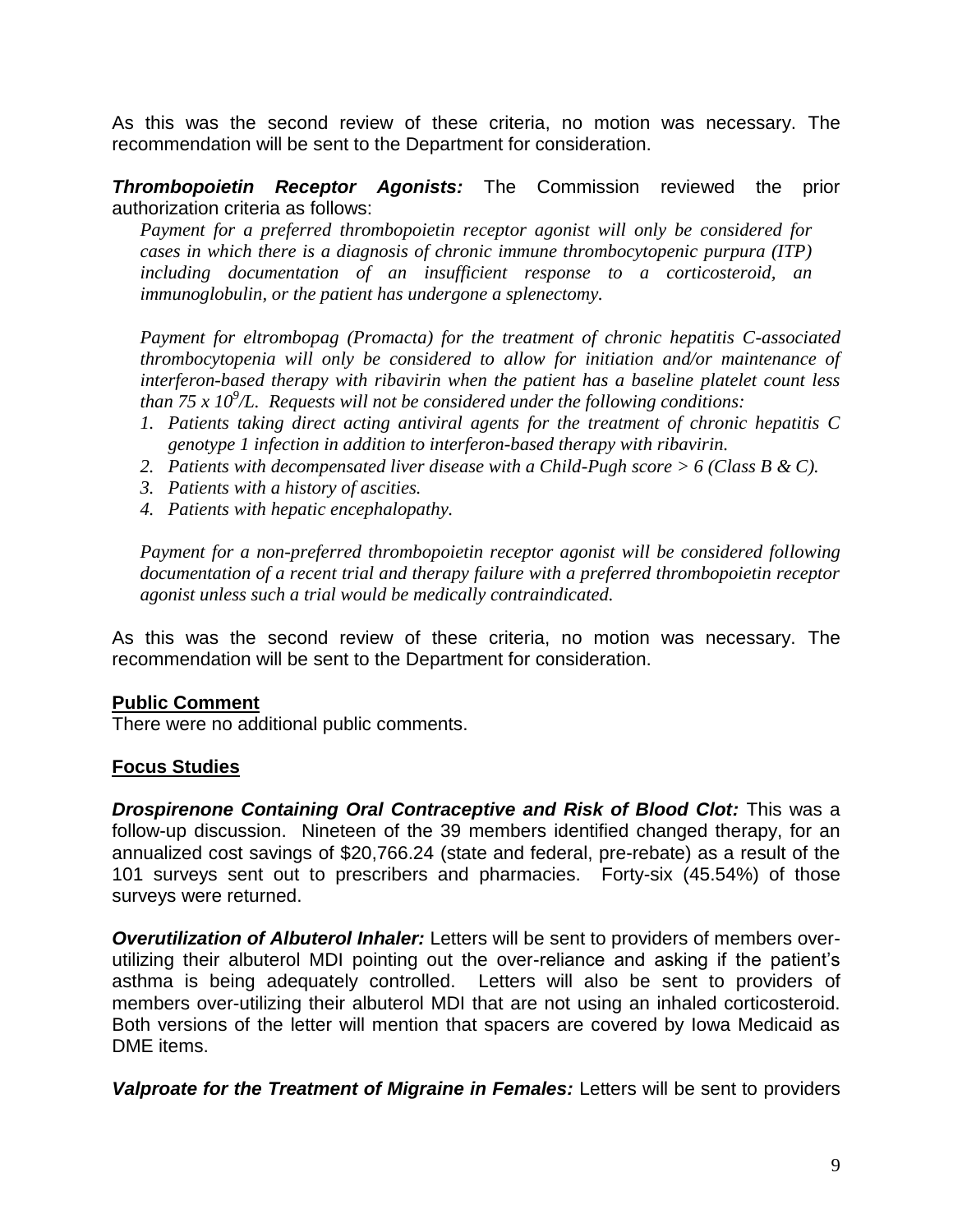As this was the second review of these criteria, no motion was necessary. The recommendation will be sent to the Department for consideration.

***Thrombopoietin Receptor Agonists:*** The Commission reviewed the prior authorization criteria as follows:

> *Payment for a preferred thrombopoietin receptor agonist will only be considered for cases in which there is a diagnosis of chronic immune thrombocytopenic purpura (ITP) including documentation of an insufficient response to a corticosteroid, an immunoglobulin, or the patient has undergone a splenectomy.*
>
> *Payment for eltrombopag (Promacta) for the treatment of chronic hepatitis C-associated thrombocytopenia will only be considered to allow for initiation and/or maintenance of interferon-based therapy with ribavirin when the patient has a baseline platelet count less than 75 x $10^9$/L. Requests will not be considered under the following conditions:*
>
> 1. *Patients taking direct acting antiviral agents for the treatment of chronic hepatitis C genotype 1 infection in addition to interferon-based therapy with ribavirin.*
> 2. *Patients with decompensated liver disease with a Child-Pugh score > 6 (Class B & C).*
> 3. *Patients with a history of ascities.*
> 4. *Patients with hepatic encephalopathy.*
>
> *Payment for a non-preferred thrombopoietin receptor agonist will be considered following documentation of a recent trial and therapy failure with a preferred thrombopoietin receptor agonist unless such a trial would be medically contraindicated.*

As this was the second review of these criteria, no motion was necessary. The recommendation will be sent to the Department for consideration.

## Public Comment

There were no additional public comments.

## Focus Studies

***Drospirenone Containing Oral Contraceptive and Risk of Blood Clot:*** This was a follow-up discussion. Nineteen of the 39 members identified changed therapy, for an annualized cost savings of \$20,766.24 (state and federal, pre-rebate) as a result of the 101 surveys sent out to prescribers and pharmacies. Forty-six (45.54%) of those surveys were returned.

***Overutilization of Albuterol Inhaler:*** Letters will be sent to providers of members over-utilizing their albuterol MDI pointing out the over-reliance and asking if the patient's asthma is being adequately controlled. Letters will also be sent to providers of members over-utilizing their albuterol MDI that are not using an inhaled corticosteroid. Both versions of the letter will mention that spacers are covered by Iowa Medicaid as DME items.

***Valproate for the Treatment of Migraine in Females:*** Letters will be sent to providers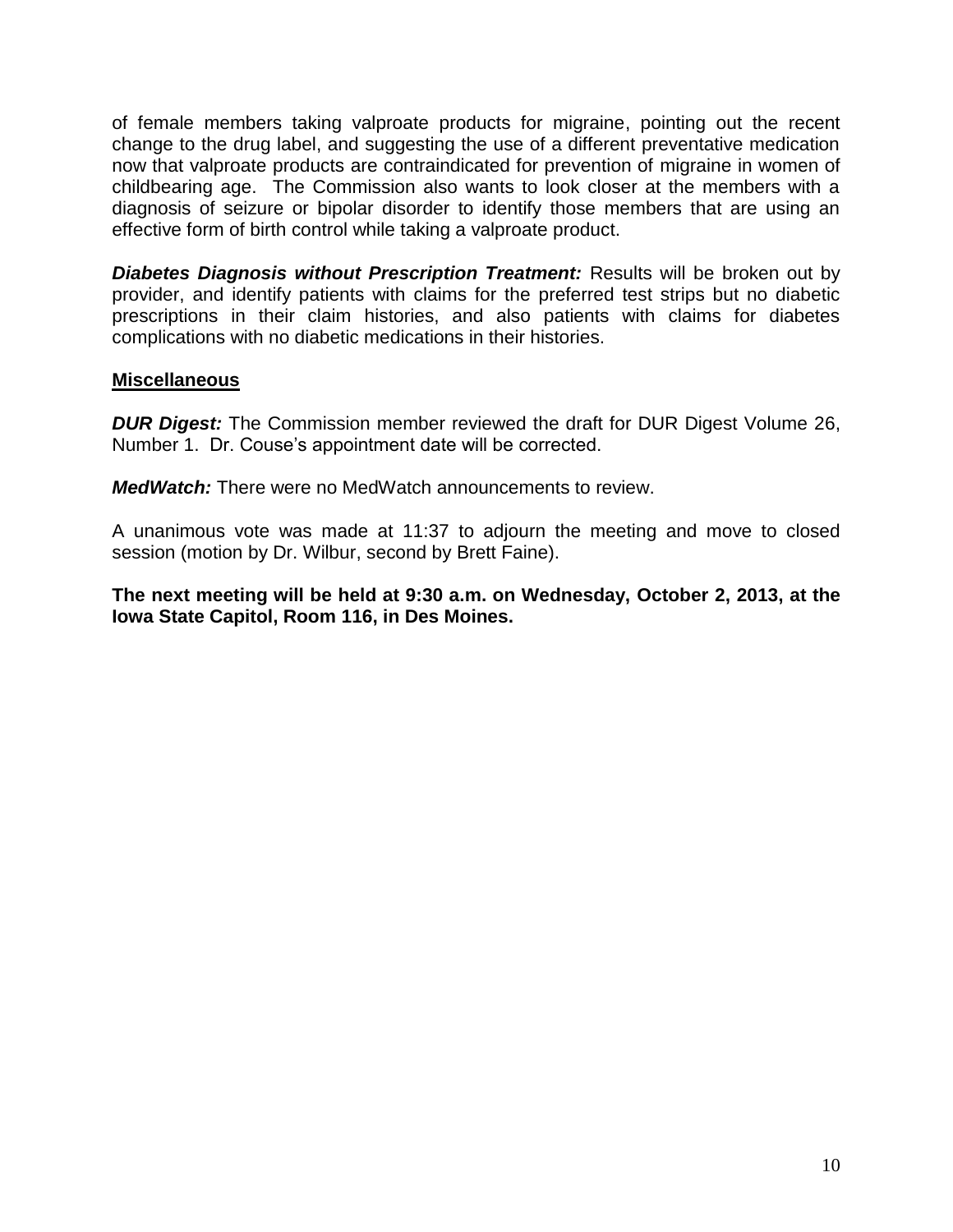of female members taking valproate products for migraine, pointing out the recent change to the drug label, and suggesting the use of a different preventative medication now that valproate products are contraindicated for prevention of migraine in women of childbearing age. The Commission also wants to look closer at the members with a diagnosis of seizure or bipolar disorder to identify those members that are using an effective form of birth control while taking a valproate product.

***Diabetes Diagnosis without Prescription Treatment:*** Results will be broken out by provider, and identify patients with claims for the preferred test strips but no diabetic prescriptions in their claim histories, and also patients with claims for diabetes complications with no diabetic medications in their histories.

**<u>Miscellaneous</u>**

***DUR Digest:*** The Commission member reviewed the draft for DUR Digest Volume 26, Number 1. Dr. Couse's appointment date will be corrected.

***MedWatch:*** There were no MedWatch announcements to review.

A unanimous vote was made at 11:37 to adjourn the meeting and move to closed session (motion by Dr. Wilbur, second by Brett Faine).

**The next meeting will be held at 9:30 a.m. on Wednesday, October 2, 2013, at the Iowa State Capitol, Room 116, in Des Moines.**